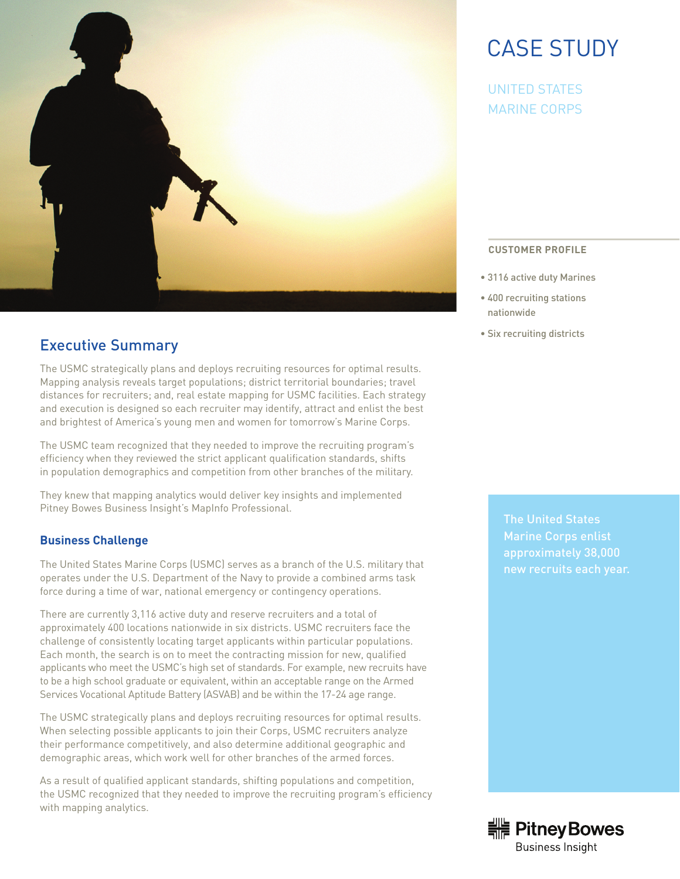# CASE STUDY

## UNITED STATES MARINE CORPS

### CUSTOMER PROFILE

- 3116 active duty Marines
- 400 recruiting stations nationwide
- Six recruiting districts

## Executive Summary

The USMC strategically plans and deploys recruiting resources for optimal results. Mapping analysis reveals target populations; district territorial boundaries; travel distances for recruiters; and, real estate mapping for USMC facilities. Each strategy and execution is designed so each recruiter may identify, attract and enlist the best and brightest of America's young men and women for tomorrow's Marine Corps.

The USMC team recognized that they needed to improve the recruiting program's efficiency when they reviewed the strict applicant qualification standards, shifts in population demographics and competition from other branches of the military.

They knew that mapping analytics would deliver key insights and implemented Pitney Bowes Business Insight's MapInfo Professional.

### Business Challenge

The United States Marine Corps (USMC) serves as a branch of the U.S. military that operates under the U.S. Department of the Navy to provide a combined arms task force during a time of war, national emergency or contingency operations.

There are currently 3,116 active duty and reserve recruiters and a total of approximately 400 locations nationwide in six districts. USMC recruiters face the challenge of consistently locating target applicants within particular populations. Each month, the search is on to meet the contracting mission for new, qualified applicants who meet the USMC's high set of standards. For example, new recruits have to be a high school graduate or equivalent, within an acceptable range on the Armed Services Vocational Aptitude Battery (ASVAB) and be within the 17-24 age range.

The USMC strategically plans and deploys recruiting resources for optimal results. When selecting possible applicants to join their Corps, USMC recruiters analyze their performance competitively, and also determine additional geographic and demographic areas, which work well for other branches of the armed forces.

As a result of qualified applicant standards, shifting populations and competition, the USMC recognized that they needed to improve the recruiting program's efficiency with mapping analytics.

The United States Marine Corps enlist approximately 38,000 new recruits each year.

Pitney Bowes Business Insight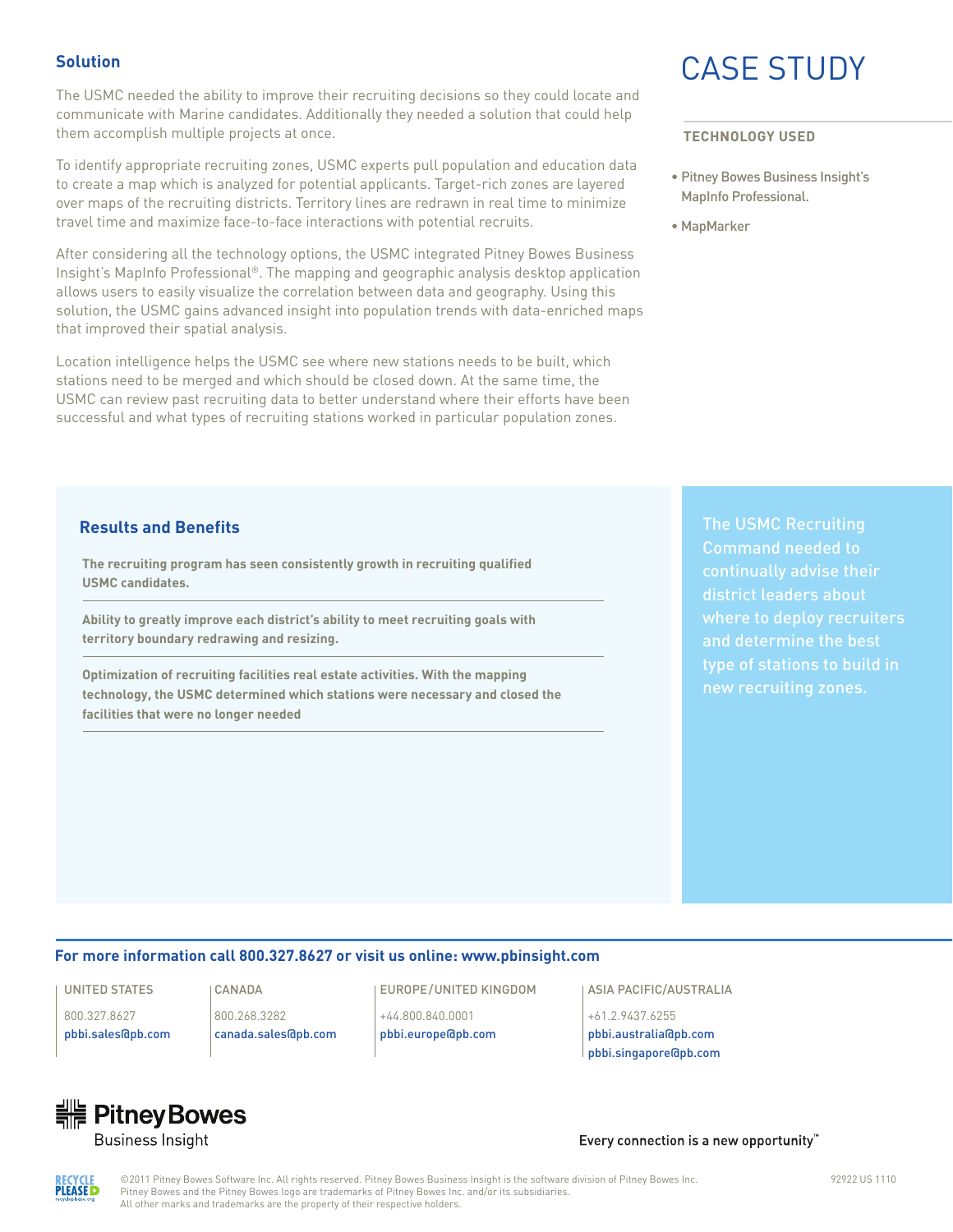## Solution

The USMC needed the ability to improve their recruiting decisions so they could locate and communicate with Marine candidates. Additionally they needed a solution that could help them accomplish multiple projects at once.

To identify appropriate recruiting zones, USMC experts pull population and education data to create a map which is analyzed for potential applicants. Target-rich zones are layered over maps of the recruiting districts. Territory lines are redrawn in real time to minimize travel time and maximize face-to-face interactions with potential recruits.

After considering all the technology options, the USMC integrated Pitney Bowes Business Insight's MapInfo Professional®. The mapping and geographic analysis desktop application allows users to easily visualize the correlation between data and geography. Using this solution, the USMC gains advanced insight into population trends with data-enriched maps that improved their spatial analysis.

Location intelligence helps the USMC see where new stations needs to be built, which stations need to be merged and which should be closed down. At the same time, the USMC can review past recruiting data to better understand where their efforts have been successful and what types of recruiting stations worked in particular population zones.

# CASE STUDY

### TECHNOLOGY USED

- Pitney Bowes Business Insight's MapInfo Professional.
- MapMarker

## Results and Benefits

**The recruiting program has seen consistently growth in recruiting qualified USMC candidates.**

**Ability to greatly improve each district's ability to meet recruiting goals with territory boundary redrawing and resizing.**

**Optimization of recruiting facilities real estate activities. With the mapping technology, the USMC determined which stations were necessary and closed the facilities that were no longer needed**

The USMC Recruiting Command needed to continually advise their district leaders about where to deploy recruiters and determine the best type of stations to build in new recruiting zones.

**For more information call 800.327.8627 or visit us online: www.pbinsight.com**

UNITED STATES
800.327.8627
pbbi.sales@pb.com

CANADA
800.268.3282
canada.sales@pb.com

EUROPE/UNITED KINGDOM
+44.800.840.0001
pbbi.europe@pb.com

ASIA PACIFIC/AUSTRALIA
+61.2.9437.6255
pbbi.australia@pb.com
pbbi.singapore@pb.com

Pitney Bowes Business Insight

Every connection is a new opportunity™

©2011 Pitney Bowes Software Inc. All rights reserved. Pitney Bowes Business Insight is the software division of Pitney Bowes Inc. Pitney Bowes and the Pitney Bowes logo are trademarks of Pitney Bowes Inc. and/or its subsidiaries. All other marks and trademarks are the property of their respective holders.

92922 US 1110